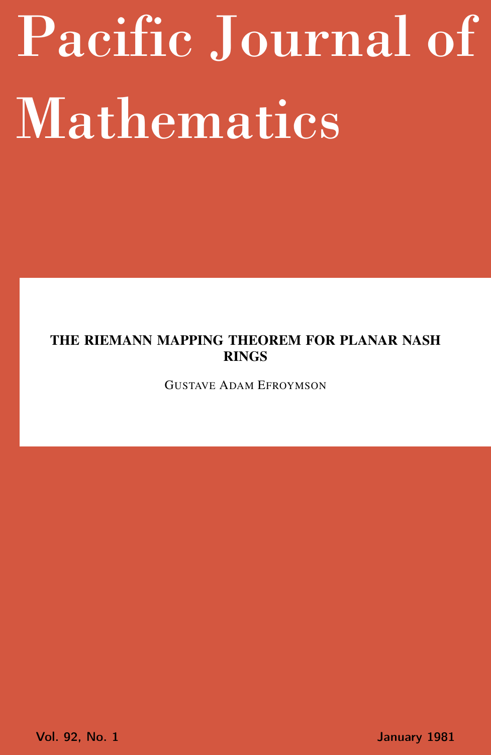# Pacific Journal of Mathematics

## THE RIEMANN MAPPING THEOREM FOR PLANAR NASH RINGS

GUSTAVE ADAM EFROYMSON

Vol. 92, No. 1 January 1981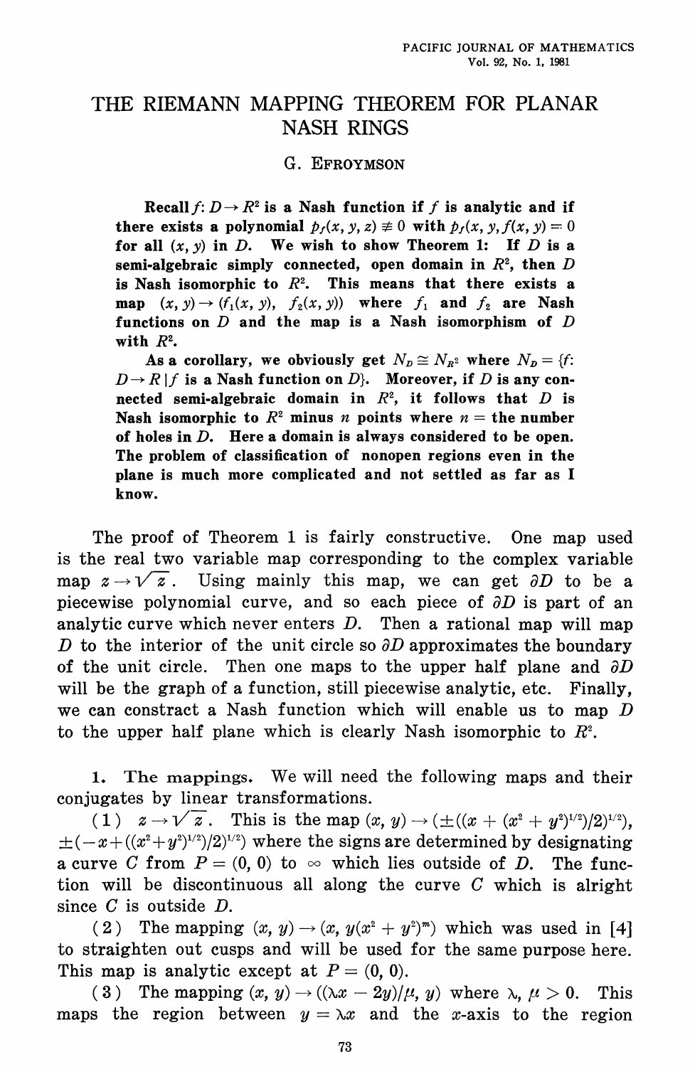# THE RIEMANN MAPPING THEOREM FOR PLANAR NASH RINGS

G. EFROYMSON

**Recall $f: D \to R^2$ is a Nash function if $f$ is analytic and if there exists a polynomial $p_f(x, y, z) \not\equiv 0$ with $p_f(x, y, f(x, y)) = 0$ for all $(x, y)$ in $D$. We wish to show Theorem 1: If $D$ is a semi-algebraic simply connected, open domain in $R^2$, then $D$ is Nash isomorphic to $R^2$. This means that there exists a map $(x, y) \to (f_1(x, y), f_2(x, y))$ where $f_1$ and $f_2$ are Nash functions on $D$ and the map is a Nash isomorphism of $D$ with $R^2$.**

**As a corollary, we obviously get $N_D \cong N_{R^2}$ where $N_D = \{f: D \to R \mid f$ is a Nash function on $D\}$. Moreover, if $D$ is any connected semi-algebraic domain in $R^2$, it follows that $D$ is Nash isomorphic to $R^2$ minus $n$ points where $n =$ the number of holes in $D$. Here a domain is always considered to be open. The problem of classification of nonopen regions even in the plane is much more complicated and not settled as far as I know.**

The proof of Theorem 1 is fairly constructive. One map used is the real two variable map corresponding to the complex variable map $z \to \sqrt{z}$. Using mainly this map, we can get $\partial D$ to be a piecewise polynomial curve, and so each piece of $\partial D$ is part of an analytic curve which never enters $D$. Then a rational map will map $D$ to the interior of the unit circle so $\partial D$ approximates the boundary of the unit circle. Then one maps to the upper half plane and $\partial D$ will be the graph of a function, still piecewise analytic, etc. Finally, we can constract a Nash function which will enable us to map $D$ to the upper half plane which is clearly Nash isomorphic to $R^2$.

## 1. The mappings.

We will need the following maps and their conjugates by linear transformations.

(1) $z \to \sqrt{z}$. This is the map $(x, y) \to (\pm((x + (x^2 + y^2)^{1/2})/2)^{1/2}, \pm(-x + ((x^2 + y^2)^{1/2})/2)^{1/2})$ where the signs are determined by designating a curve $C$ from $P = (0, 0)$ to $\infty$ which lies outside of $D$. The function will be discontinuous all along the curve $C$ which is alright since $C$ is outside $D$.

(2) The mapping $(x, y) \to (x, y(x^2 + y^2)^m)$ which was used in [4] to straighten out cusps and will be used for the same purpose here. This map is analytic except at $P = (0, 0)$.

(3) The mapping $(x, y) \to ((\lambda x - 2y)/\mu, y)$ where $\lambda, \mu > 0$. This maps the region between $y = \lambda x$ and the $x$-axis to the region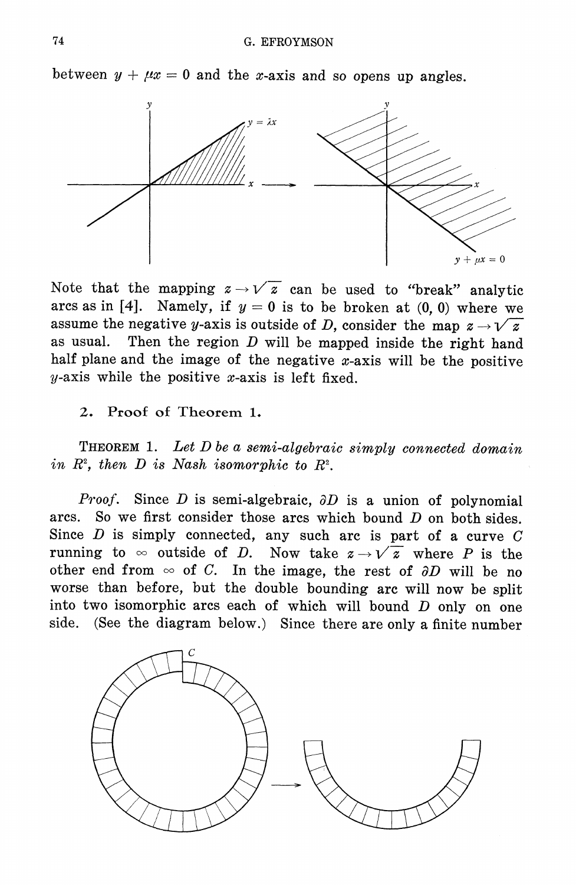between $y + \mu x = 0$ and the $x$-axis and so opens up angles.

Note that the mapping $z \to \sqrt{z}$ can be used to "break" analytic arcs as in [4]. Namely, if $y = 0$ is to be broken at $(0, 0)$ where we assume the negative $y$-axis is outside of $D$, consider the map $z \to \sqrt{z}$ as usual. Then the region $D$ will be mapped inside the right hand half plane and the image of the negative $x$-axis will be the positive $y$-axis while the positive $x$-axis is left fixed.

## 2. Proof of Theorem 1.

**Theorem 1.** *Let $D$ be a semi-algebraic simply connected domain in $R^2$, then $D$ is Nash isomorphic to $R^2$.*

*Proof.* Since $D$ is semi-algebraic, $\partial D$ is a union of polynomial arcs. So we first consider those arcs which bound $D$ on both sides. Since $D$ is simply connected, any such arc is part of a curve $C$ running to $\infty$ outside of $D$. Now take $z \to \sqrt{z}$ where $P$ is the other end from $\infty$ of $C$. In the image, the rest of $\partial D$ will be no worse than before, but the double bounding arc will now be split into two isomorphic arcs each of which will bound $D$ only on one side. (See the diagram below.) Since there are only a finite number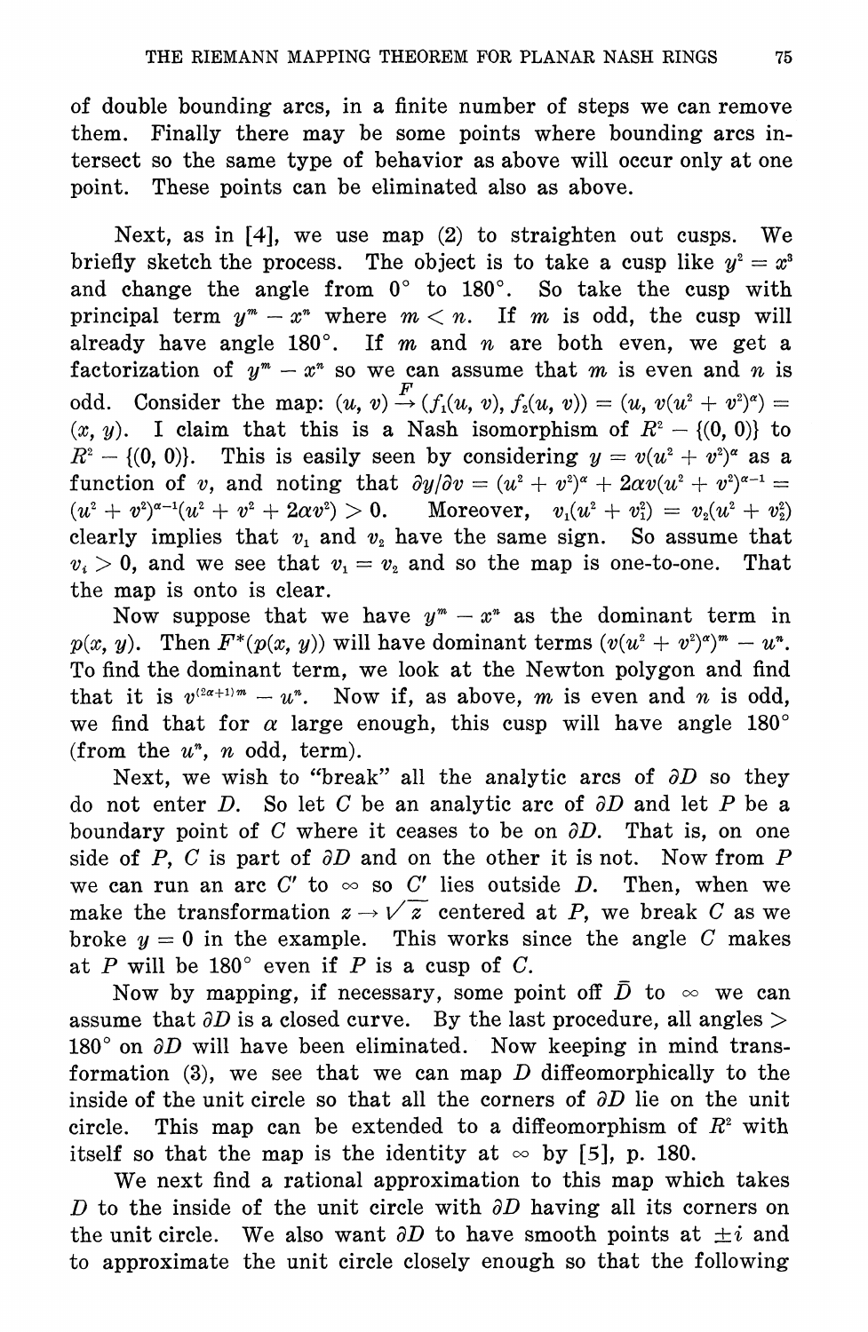of double bounding arcs, in a finite number of steps we can remove them. Finally there may be some points where bounding arcs intersect so the same type of behavior as above will occur only at one point. These points can be eliminated also as above.

Next, as in [4], we use map (2) to straighten out cusps. We briefly sketch the process. The object is to take a cusp like $y^2 = x^3$ and change the angle from $0°$ to $180°$. So take the cusp with principal term $y^m - x^n$ where $m < n$. If $m$ is odd, the cusp will already have angle $180°$. If $m$ and $n$ are both even, we get a factorization of $y^m - x^n$ so we can assume that $m$ is even and $n$ is odd. Consider the map: $(u, v) \xrightarrow{F} (f_1(u, v), f_2(u, v)) = (u, v(u^2 + v^2)^\alpha) = (x, y)$. I claim that this is a Nash isomorphism of $R^2 - \{(0, 0)\}$ to $R^2 - \{(0, 0)\}$. This is easily seen by considering $y = v(u^2 + v^2)^\alpha$ as a function of $v$, and noting that $\partial y/\partial v = (u^2 + v^2)^\alpha + 2\alpha v(u^2 + v^2)^{\alpha - 1} = (u^2 + v^2)^{\alpha-1}(u^2 + v^2 + 2\alpha v^2) > 0$. Moreover, $v_1(u^2 + v_1^2) = v_2(u^2 + v_2^2)$ clearly implies that $v_1$ and $v_2$ have the same sign. So assume that $v_i > 0$, and we see that $v_1 = v_2$ and so the map is one-to-one. That the map is onto is clear.

Now suppose that we have $y^m - x^n$ as the dominant term in $p(x, y)$. Then $F^*(p(x, y))$ will have dominant terms $(v(u^2 + v^2)^\alpha)^m - u^n$. To find the dominant term, we look at the Newton polygon and find that it is $v^{(2\alpha+1)m} - u^n$. Now if, as above, $m$ is even and $n$ is odd, we find that for $\alpha$ large enough, this cusp will have angle $180°$ (from the $u^n$, $n$ odd, term).

Next, we wish to "break" all the analytic arcs of $\partial D$ so they do not enter $D$. So let $C$ be an analytic arc of $\partial D$ and let $P$ be a boundary point of $C$ where it ceases to be on $\partial D$. That is, on one side of $P$, $C$ is part of $\partial D$ and on the other it is not. Now from $P$ we can run an arc $C'$ to $\infty$ so $C'$ lies outside $D$. Then, when we make the transformation $z \to \sqrt{z}$ centered at $P$, we break $C$ as we broke $y = 0$ in the example. This works since the angle $C$ makes at $P$ will be $180°$ even if $P$ is a cusp of $C$.

Now by mapping, if necessary, some point off $\bar{D}$ to $\infty$ we can assume that $\partial D$ is a closed curve. By the last procedure, all angles $> 180°$ on $\partial D$ will have been eliminated. Now keeping in mind transformation (3), we see that we can map $D$ diffeomorphically to the inside of the unit circle so that all the corners of $\partial D$ lie on the unit circle. This map can be extended to a diffeomorphism of $R^2$ with itself so that the map is the identity at $\infty$ by [5], p. 180.

We next find a rational approximation to this map which takes $D$ to the inside of the unit circle with $\partial D$ having all its corners on the unit circle. We also want $\partial D$ to have smooth points at $\pm i$ and to approximate the unit circle closely enough so that the following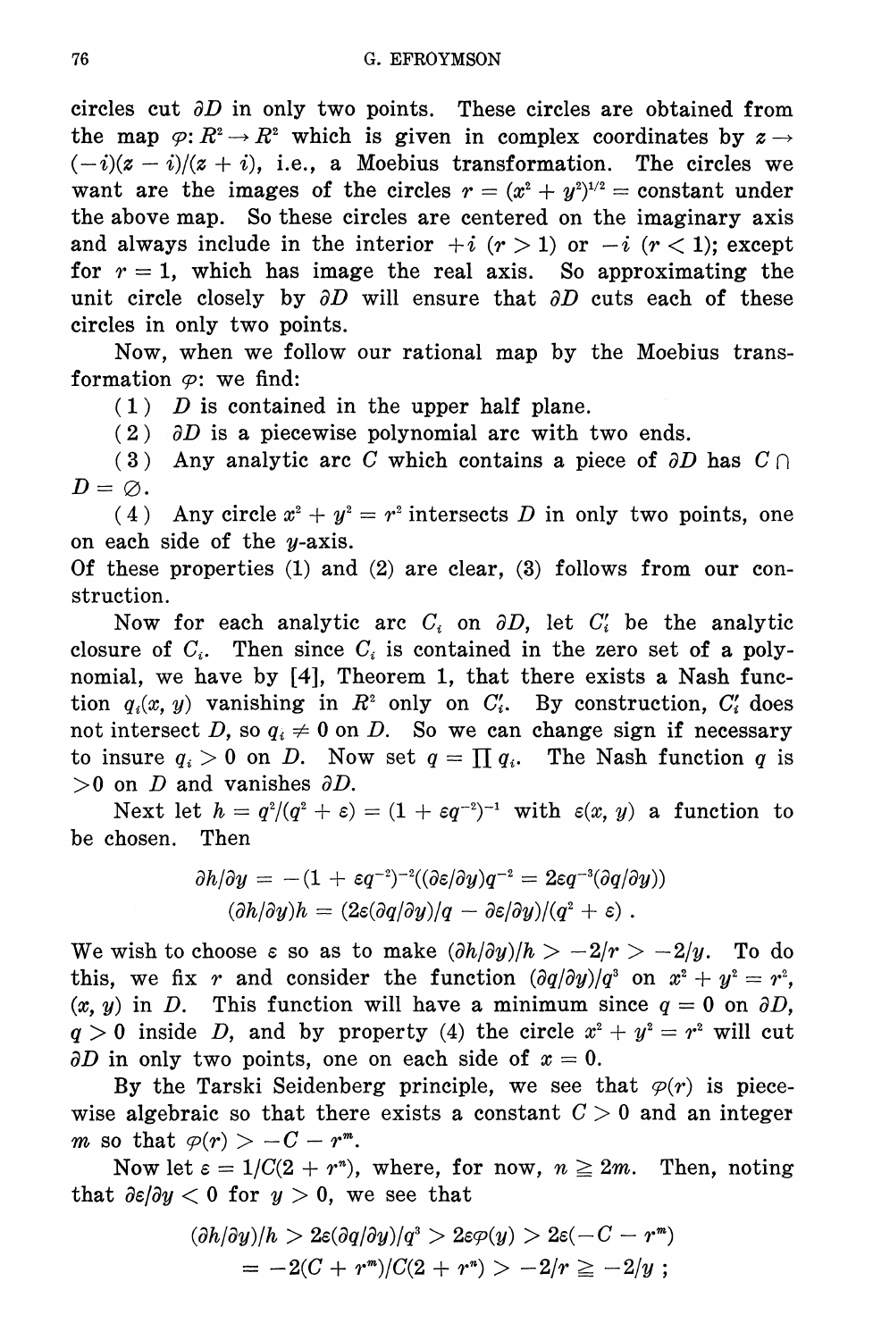circles cut $\partial D$ in only two points. These circles are obtained from the map $\varphi: R^2 \to R^2$ which is given in complex coordinates by $z \to (-i)(z - i)/(z + i)$, i.e., a Moebius transformation. The circles we want are the images of the circles $r = (x^2 + y^2)^{1/2} =$ constant under the above map. So these circles are centered on the imaginary axis and always include in the interior $+i$ $(r > 1)$ or $-i$ $(r < 1)$; except for $r = 1$, which has image the real axis. So approximating the unit circle closely by $\partial D$ will ensure that $\partial D$ cuts each of these circles in only two points.

Now, when we follow our rational map by the Moebius transformation $\varphi$: we find:

(1) $D$ is contained in the upper half plane.

(2) $\partial D$ is a piecewise polynomial arc with two ends.

(3) Any analytic arc $C$ which contains a piece of $\partial D$ has $C \cap D = \varnothing$.

(4) Any circle $x^2 + y^2 = r^2$ intersects $D$ in only two points, one on each side of the $y$-axis.

Of these properties (1) and (2) are clear, (3) follows from our construction.

Now for each analytic arc $C_i$ on $\partial D$, let $C_i'$ be the analytic closure of $C_i$. Then since $C_i$ is contained in the zero set of a polynomial, we have by [4], Theorem 1, that there exists a Nash function $q_i(x, y)$ vanishing in $R^2$ only on $C_i'$. By construction, $C_i'$ does not intersect $D$, so $q_i \neq 0$ on $D$. So we can change sign if necessary to insure $q_i > 0$ on $D$. Now set $q = \prod q_i$. The Nash function $q$ is $>0$ on $D$ and vanishes $\partial D$.

Next let $h = q^2/(q^2 + \varepsilon) = (1 + \varepsilon q^{-2})^{-1}$ with $\varepsilon(x, y)$ a function to be chosen. Then

$$\partial h/\partial y = -(1 + \varepsilon q^{-2})^{-2}((\partial \varepsilon/\partial y)q^{-2} = 2\varepsilon q^{-3}(\partial q/\partial y))$$
$$(\partial h/\partial y)h = (2\varepsilon(\partial q/\partial y)/q - \partial \varepsilon/\partial y)/(q^2 + \varepsilon) .$$

We wish to choose $\varepsilon$ so as to make $(\partial h/\partial y)/h > -2/r > -2/y$. To do this, we fix $r$ and consider the function $(\partial q/\partial y)/q^3$ on $x^2 + y^2 = r^2$, $(x, y)$ in $D$. This function will have a minimum since $q = 0$ on $\partial D$, $q > 0$ inside $D$, and by property (4) the circle $x^2 + y^2 = r^2$ will cut $\partial D$ in only two points, one on each side of $x = 0$.

By the Tarski Seidenberg principle, we see that $\varphi(r)$ is piecewise algebraic so that there exists a constant $C > 0$ and an integer $m$ so that $\varphi(r) > -C - r^m$.

Now let $\varepsilon = 1/C(2 + r^n)$, where, for now, $n \geqq 2m$. Then, noting that $\partial \varepsilon/\partial y < 0$ for $y > 0$, we see that

$$\begin{aligned}(\partial h/\partial y)/h &> 2\varepsilon(\partial q/\partial y)/q^3 > 2\varepsilon\varphi(y) > 2\varepsilon(-C - r^m)\\ &= -2(C + r^m)/C(2 + r^n) > -2/r \geqq -2/y ;\end{aligned}$$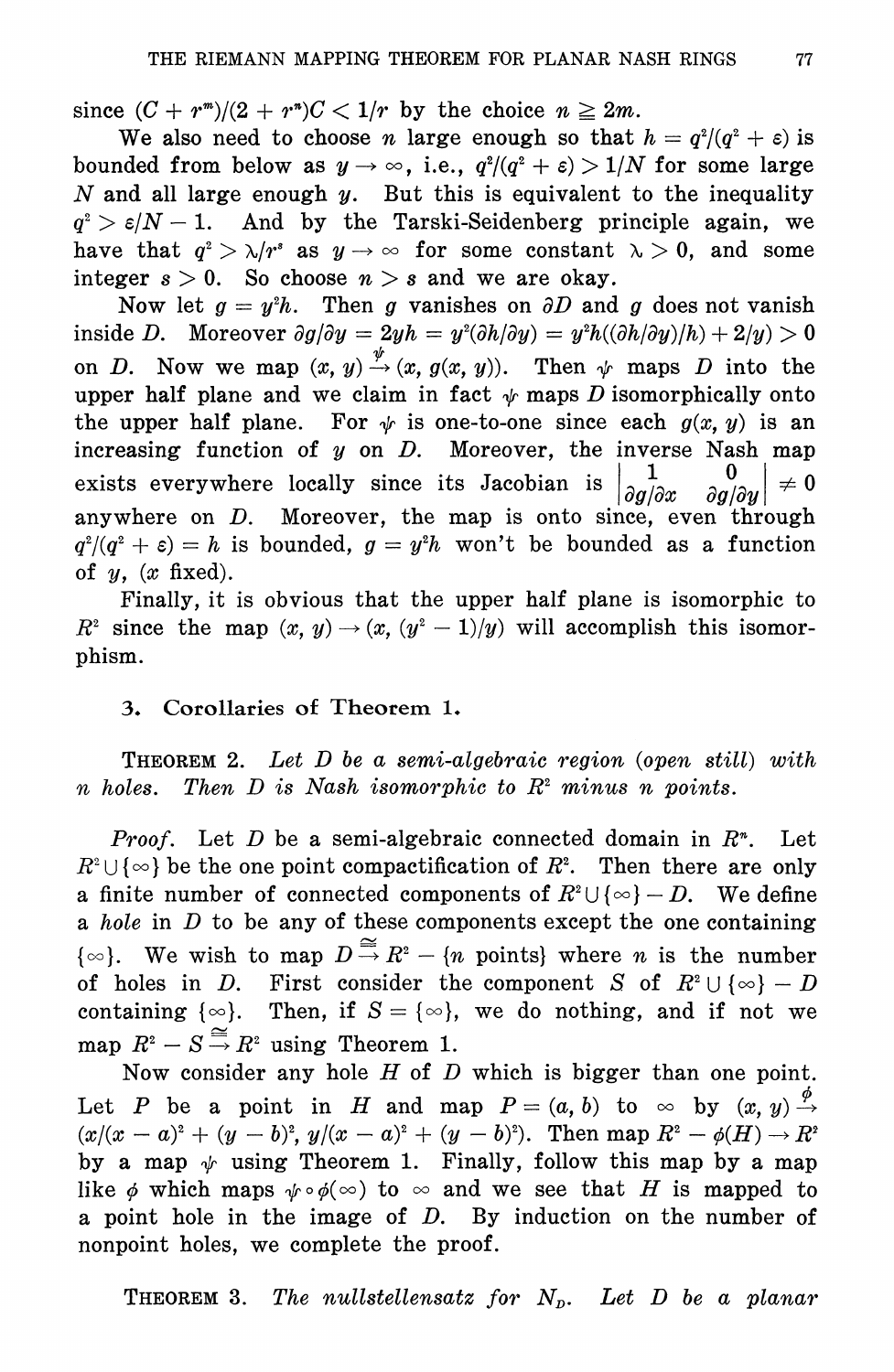since $(C + r^m)/(2 + r^n)C < 1/r$ by the choice $n \geqq 2m$.

We also need to choose $n$ large enough so that $h = q^2/(q^2 + \varepsilon)$ is bounded from below as $y \to \infty$, i.e., $q^2/(q^2 + \varepsilon) > 1/N$ for some large $N$ and all large enough $y$. But this is equivalent to the inequality $q^2 > \varepsilon/N - 1$. And by the Tarski-Seidenberg principle again, we have that $q^2 > \lambda/r^s$ as $y \to \infty$ for some constant $\lambda > 0$, and some integer $s > 0$. So choose $n > s$ and we are okay.

Now let $g = y^2 h$. Then $g$ vanishes on $\partial D$ and $g$ does not vanish inside $D$. Moreover $\partial g/\partial y = 2yh = y^2(\partial h/\partial y) = y^2 h((\partial h/\partial y)/h) + 2/y) > 0$ on $D$. Now we map $(x, y) \xrightarrow{\psi} (x, g(x, y))$. Then $\psi$ maps $D$ into the upper half plane and we claim in fact $\psi$ maps $D$ isomorphically onto the upper half plane. For $\psi$ is one-to-one since each $g(x, y)$ is an increasing function of $y$ on $D$. Moreover, the inverse Nash map exists everywhere locally since its Jacobian is $\begin{vmatrix} 1 & 0 \\ \partial g/\partial x & \partial g/\partial y \end{vmatrix} \neq 0$ anywhere on $D$. Moreover, the map is onto since, even through $q^2/(q^2 + \varepsilon) = h$ is bounded, $g = y^2 h$ won't be bounded as a function of $y$, ($x$ fixed).

Finally, it is obvious that the upper half plane is isomorphic to $R^2$ since the map $(x, y) \to (x, (y^2 - 1)/y)$ will accomplish this isomorphism.

## 3. Corollaries of Theorem 1.

**THEOREM 2.** *Let $D$ be a semi-algebraic region (open still) with $n$ holes. Then $D$ is Nash isomorphic to $R^2$ minus $n$ points.*

*Proof.* Let $D$ be a semi-algebraic connected domain in $R^n$. Let $R^2 \cup \{\infty\}$ be the one point compactification of $R^2$. Then there are only a finite number of connected components of $R^2 \cup \{\infty\} - D$. We define a *hole* in $D$ to be any of these components except the one containing $\{\infty\}$. We wish to map $D \xrightarrow{\cong} R^2 - \{n \text{ points}\}$ where $n$ is the number of holes in $D$. First consider the component $S$ of $R^2 \cup \{\infty\} - D$ containing $\{\infty\}$. Then, if $S = \{\infty\}$, we do nothing, and if not we map $R^2 - S \xrightarrow{\cong} R^2$ using Theorem 1.

Now consider any hole $H$ of $D$ which is bigger than one point. Let $P$ be a point in $H$ and map $P = (a, b)$ to $\infty$ by $(x, y) \xrightarrow{\phi} (x/(x - a)^2 + (y - b)^2, y/(x - a)^2 + (y - b)^2)$. Then map $R^2 - \phi(H) \to R^2$ by a map $\psi$ using Theorem 1. Finally, follow this map by a map like $\phi$ which maps $\psi \circ \phi(\infty)$ to $\infty$ and we see that $H$ is mapped to a point hole in the image of $D$. By induction on the number of nonpoint holes, we complete the proof.

**THEOREM 3.** *The nullstellensatz for $N_D$. Let $D$ be a planar*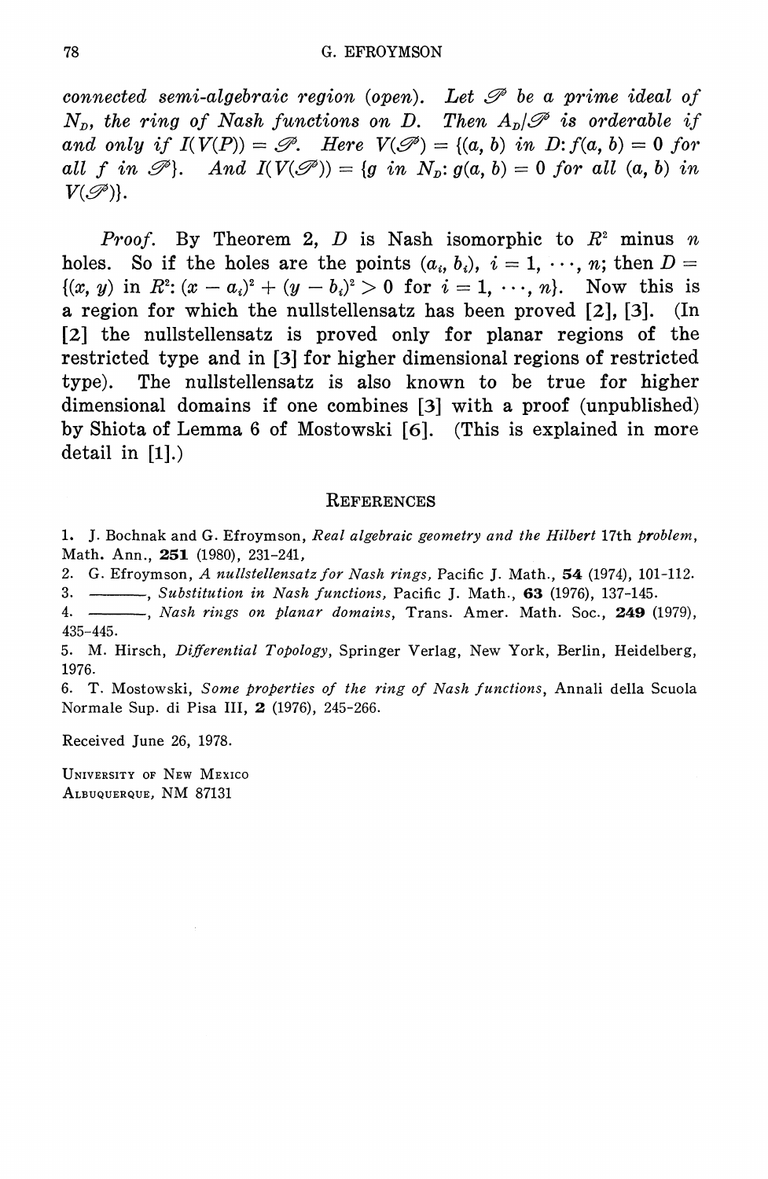*connected semi-algebraic region (open). Let $\mathscr{P}$ be a prime ideal of $N_D$, the ring of Nash functions on $D$. Then $A_D/\mathscr{P}$ is orderable if and only if $I(V(P)) = \mathscr{P}$. Here $V(\mathscr{P}) = \{(a, b)$ in $D: f(a, b) = 0$ for all $f$ in $\mathscr{P}\}$. And $I(V(\mathscr{P})) = \{g$ in $N_D: g(a, b) = 0$ for all $(a, b)$ in $V(\mathscr{P})\}$.*

*Proof.* By Theorem 2, $D$ is Nash isomorphic to $R^2$ minus $n$ holes. So if the holes are the points $(a_i, b_i)$, $i = 1, \cdots, n$; then $D = \{(x, y)$ in $R^2: (x - a_i)^2 + (y - b_i)^2 > 0$ for $i = 1, \cdots, n\}$. Now this is a region for which the nullstellensatz has been proved [2], [3]. (In [2] the nullstellensatz is proved only for planar regions of the restricted type and in [3] for higher dimensional regions of restricted type). The nullstellensatz is also known to be true for higher dimensional domains if one combines [3] with a proof (unpublished) by Shiota of Lemma 6 of Mostowski [6]. (This is explained in more detail in [1].)

## REFERENCES

1. J. Bochnak and G. Efroymson, *Real algebraic geometry and the Hilbert* 17th *problem*, Math. Ann., **251** (1980), 231-241,
2. G. Efroymson, *A nullstellensatz for Nash rings,* Pacific J. Math., **54** (1974), 101-112.
3. ———, *Substitution in Nash functions,* Pacific J. Math., **63** (1976), 137-145.
4. ———, *Nash rings on planar domains*, Trans. Amer. Math. Soc., **249** (1979), 435-445.
5. M. Hirsch, *Differential Topology*, Springer Verlag, New York, Berlin, Heidelberg, 1976.
6. T. Mostowski, *Some properties of the ring of Nash functions*, Annali della Scuola Normale Sup. di Pisa III, **2** (1976), 245-266.

Received June 26, 1978.

UNIVERSITY OF NEW MEXICO
ALBUQUERQUE, NM 87131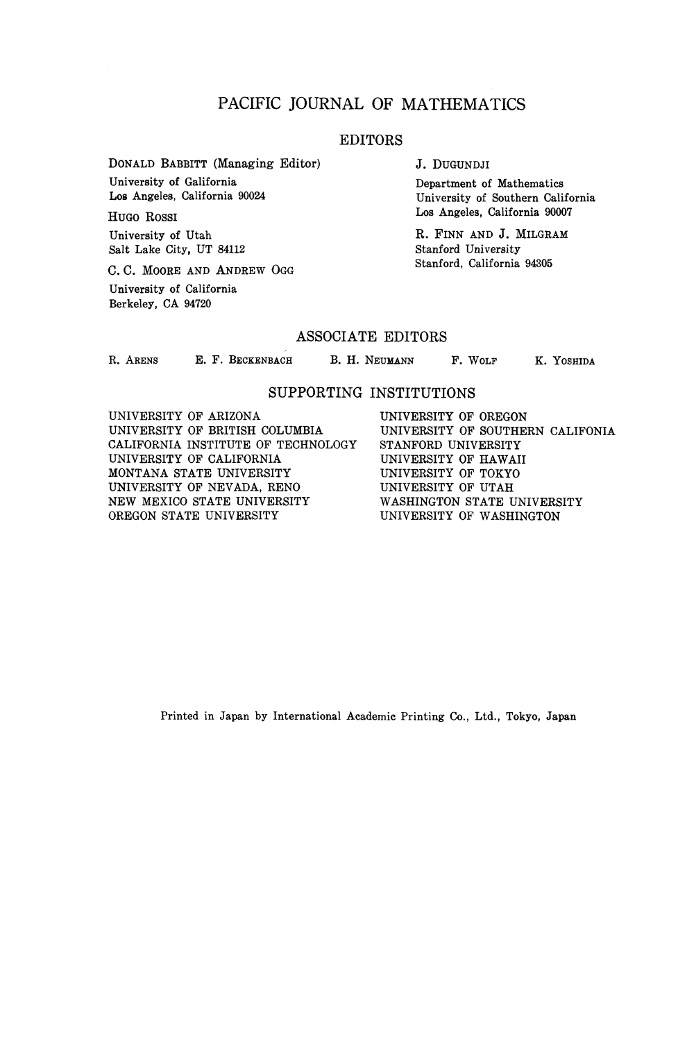# PACIFIC JOURNAL OF MATHEMATICS

## EDITORS

DONALD BABBITT (Managing Editor)
University of Galifornia
Los Angeles, California 90024

HUGO ROSSI
University of Utah
Salt Lake City, UT 84112

C. C. MOORE AND ANDREW OGG
University of California
Berkeley, CA 94720

J. DUGUNDJI
Department of Mathematics
University of Southern California
Los Angeles, California 90007

R. FINN AND J. MILGRAM
Stanford University
Stanford, California 94305

## ASSOCIATE EDITORS

R. ARENS    E. F. BECKENBACH    B. H. NEUMANN    F. WOLF    K. YOSHIDA

## SUPPORTING INSTITUTIONS

UNIVERSITY OF ARIZONA
UNIVERSITY OF BRITISH COLUMBIA
CALIFORNIA INSTITUTE OF TECHNOLOGY
UNIVERSITY OF CALIFORNIA
MONTANA STATE UNIVERSITY
UNIVERSITY OF NEVADA, RENO
NEW MEXICO STATE UNIVERSITY
OREGON STATE UNIVERSITY
UNIVERSITY OF OREGON
UNIVERSITY OF SOUTHERN CALIFONIA
STANFORD UNIVERSITY
UNIVERSITY OF HAWAII
UNIVERSITY OF TOKYO
UNIVERSITY OF UTAH
WASHINGTON STATE UNIVERSITY
UNIVERSITY OF WASHINGTON

Printed in Japan by International Academic Printing Co., Ltd., Tokyo, Japan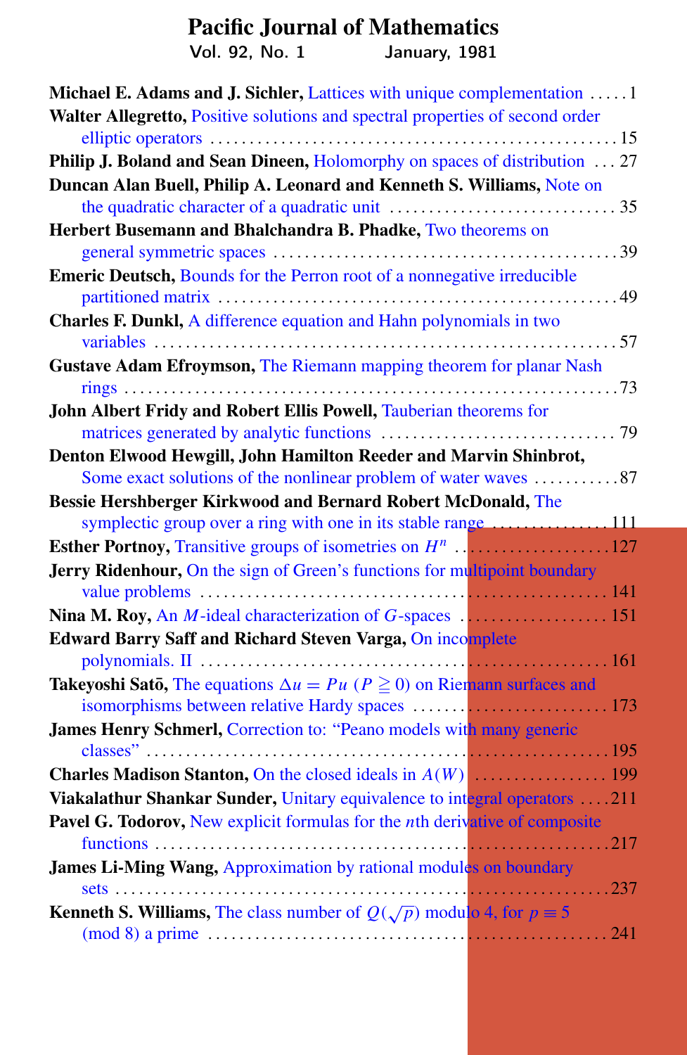# Pacific Journal of Mathematics

Vol. 92, No. 1 January, 1981

**Michael E. Adams and J. Sichler,** Lattices with unique complementation . . . . . 1

**Walter Allegretto,** Positive solutions and spectral properties of second order elliptic operators . . . . . 15

**Philip J. Boland and Sean Dineen,** Holomorphy on spaces of distribution . . . 27

**Duncan Alan Buell, Philip A. Leonard and Kenneth S. Williams,** Note on the quadratic character of a quadratic unit . . . . . 35

**Herbert Busemann and Bhalchandra B. Phadke,** Two theorems on general symmetric spaces . . . . . 39

**Emeric Deutsch,** Bounds for the Perron root of a nonnegative irreducible partitioned matrix . . . . . 49

**Charles F. Dunkl,** A difference equation and Hahn polynomials in two variables . . . . . 57

**Gustave Adam Efroymson,** The Riemann mapping theorem for planar Nash rings . . . . . 73

**John Albert Fridy and Robert Ellis Powell,** Tauberian theorems for matrices generated by analytic functions . . . . . 79

**Denton Elwood Hewgill, John Hamilton Reeder and Marvin Shinbrot,** Some exact solutions of the nonlinear problem of water waves . . . . . 87

**Bessie Hershberger Kirkwood and Bernard Robert McDonald,** The symplectic group over a ring with one in its stable range . . . . . 111

**Esther Portnoy,** Transitive groups of isometries on $H^n$ . . . . . 127

**Jerry Ridenhour,** On the sign of Green's functions for multipoint boundary value problems . . . . . 141

**Nina M. Roy,** An $M$-ideal characterization of $G$-spaces . . . . . 151

**Edward Barry Saff and Richard Steven Varga,** On incomplete polynomials. II . . . . . 161

**Takeyoshi Satō,** The equations $\Delta u = Pu$ $(P \geqq 0)$ on Riemann surfaces and isomorphisms between relative Hardy spaces . . . . . 173

**James Henry Schmerl,** Correction to: "Peano models with many generic classes" . . . . . 195

**Charles Madison Stanton,** On the closed ideals in $A(W)$ . . . . . 199

**Viakalathur Shankar Sunder,** Unitary equivalence to integral operators . . . . 211

**Pavel G. Todorov,** New explicit formulas for the $n$th derivative of composite functions . . . . . 217

**James Li-Ming Wang,** Approximation by rational modules on boundary sets . . . . . 237

**Kenneth S. Williams,** The class number of $Q(\sqrt{p})$ modulo 4, for $p \equiv 5 \pmod 8$ a prime . . . . . 241